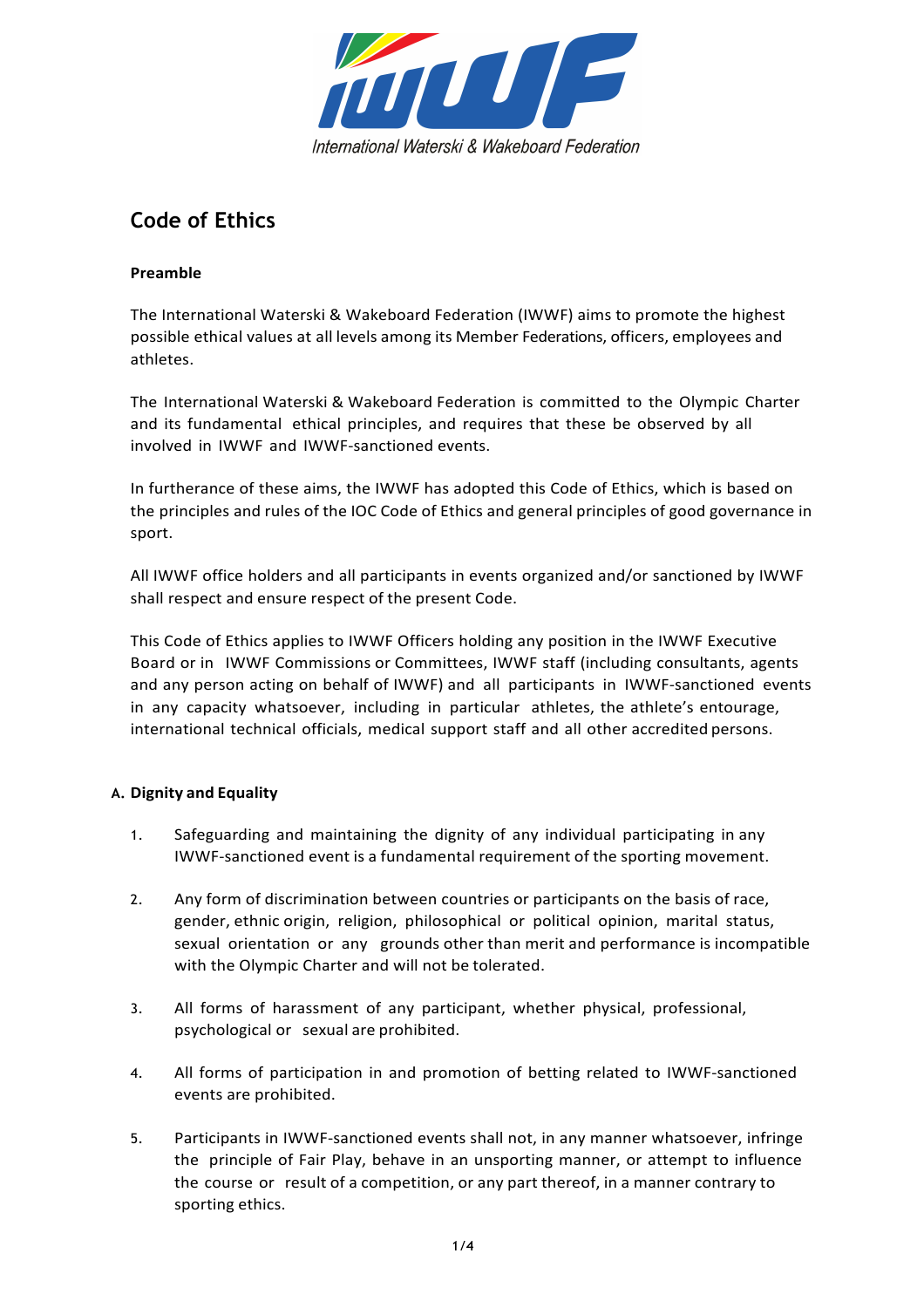International Waterski & Wakeboard Federation

# Code of Ethics

**Preamble**

The International Waterski & Wakeboard Federation (IWWF) aims to promote the highest possible ethical values at all levels among its Member Federations, officers, employees and athletes.

The International Waterski & Wakeboard Federation is committed to the Olympic Charter and its fundamental ethical principles, and requires that these be observed by all involved in IWWF and IWWF-sanctioned events.

In furtherance of these aims, the IWWF has adopted this Code of Ethics, which is based on the principles and rules of the IOC Code of Ethics and general principles of good governance in sport.

All IWWF office holders and all participants in events organized and/or sanctioned by IWWF shall respect and ensure respect of the present Code.

This Code of Ethics applies to IWWF Officers holding any position in the IWWF Executive Board or in IWWF Commissions or Committees, IWWF staff (including consultants, agents and any person acting on behalf of IWWF) and all participants in IWWF-sanctioned events in any capacity whatsoever, including in particular athletes, the athlete's entourage, international technical officials, medical support staff and all other accredited persons.

**A. Dignity and Equality**

1. Safeguarding and maintaining the dignity of any individual participating in any IWWF-sanctioned event is a fundamental requirement of the sporting movement.

2. Any form of discrimination between countries or participants on the basis of race, gender, ethnic origin, religion, philosophical or political opinion, marital status, sexual orientation or any grounds other than merit and performance is incompatible with the Olympic Charter and will not be tolerated.

3. All forms of harassment of any participant, whether physical, professional, psychological or sexual are prohibited.

4. All forms of participation in and promotion of betting related to IWWF-sanctioned events are prohibited.

5. Participants in IWWF-sanctioned events shall not, in any manner whatsoever, infringe the principle of Fair Play, behave in an unsporting manner, or attempt to influence the course or result of a competition, or any part thereof, in a manner contrary to sporting ethics.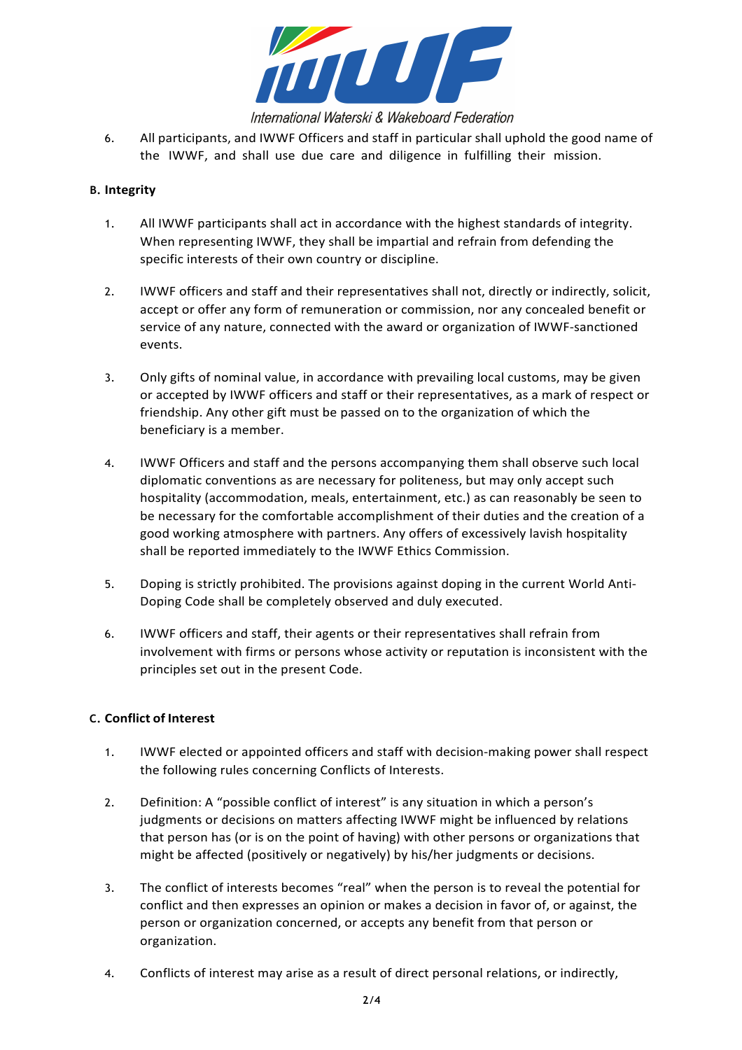6. All participants, and IWWF Officers and staff in particular shall uphold the good name of the IWWF, and shall use due care and diligence in fulfilling their mission.

**B. Integrity**

1. All IWWF participants shall act in accordance with the highest standards of integrity. When representing IWWF, they shall be impartial and refrain from defending the specific interests of their own country or discipline.

2. IWWF officers and staff and their representatives shall not, directly or indirectly, solicit, accept or offer any form of remuneration or commission, nor any concealed benefit or service of any nature, connected with the award or organization of IWWF-sanctioned events.

3. Only gifts of nominal value, in accordance with prevailing local customs, may be given or accepted by IWWF officers and staff or their representatives, as a mark of respect or friendship. Any other gift must be passed on to the organization of which the beneficiary is a member.

4. IWWF Officers and staff and the persons accompanying them shall observe such local diplomatic conventions as are necessary for politeness, but may only accept such hospitality (accommodation, meals, entertainment, etc.) as can reasonably be seen to be necessary for the comfortable accomplishment of their duties and the creation of a good working atmosphere with partners. Any offers of excessively lavish hospitality shall be reported immediately to the IWWF Ethics Commission.

5. Doping is strictly prohibited. The provisions against doping in the current World Anti-Doping Code shall be completely observed and duly executed.

6. IWWF officers and staff, their agents or their representatives shall refrain from involvement with firms or persons whose activity or reputation is inconsistent with the principles set out in the present Code.

**C. Conflict of Interest**

1. IWWF elected or appointed officers and staff with decision-making power shall respect the following rules concerning Conflicts of Interests.

2. Definition: A "possible conflict of interest" is any situation in which a person's judgments or decisions on matters affecting IWWF might be influenced by relations that person has (or is on the point of having) with other persons or organizations that might be affected (positively or negatively) by his/her judgments or decisions.

3. The conflict of interests becomes "real" when the person is to reveal the potential for conflict and then expresses an opinion or makes a decision in favor of, or against, the person or organization concerned, or accepts any benefit from that person or organization.

4. Conflicts of interest may arise as a result of direct personal relations, or indirectly,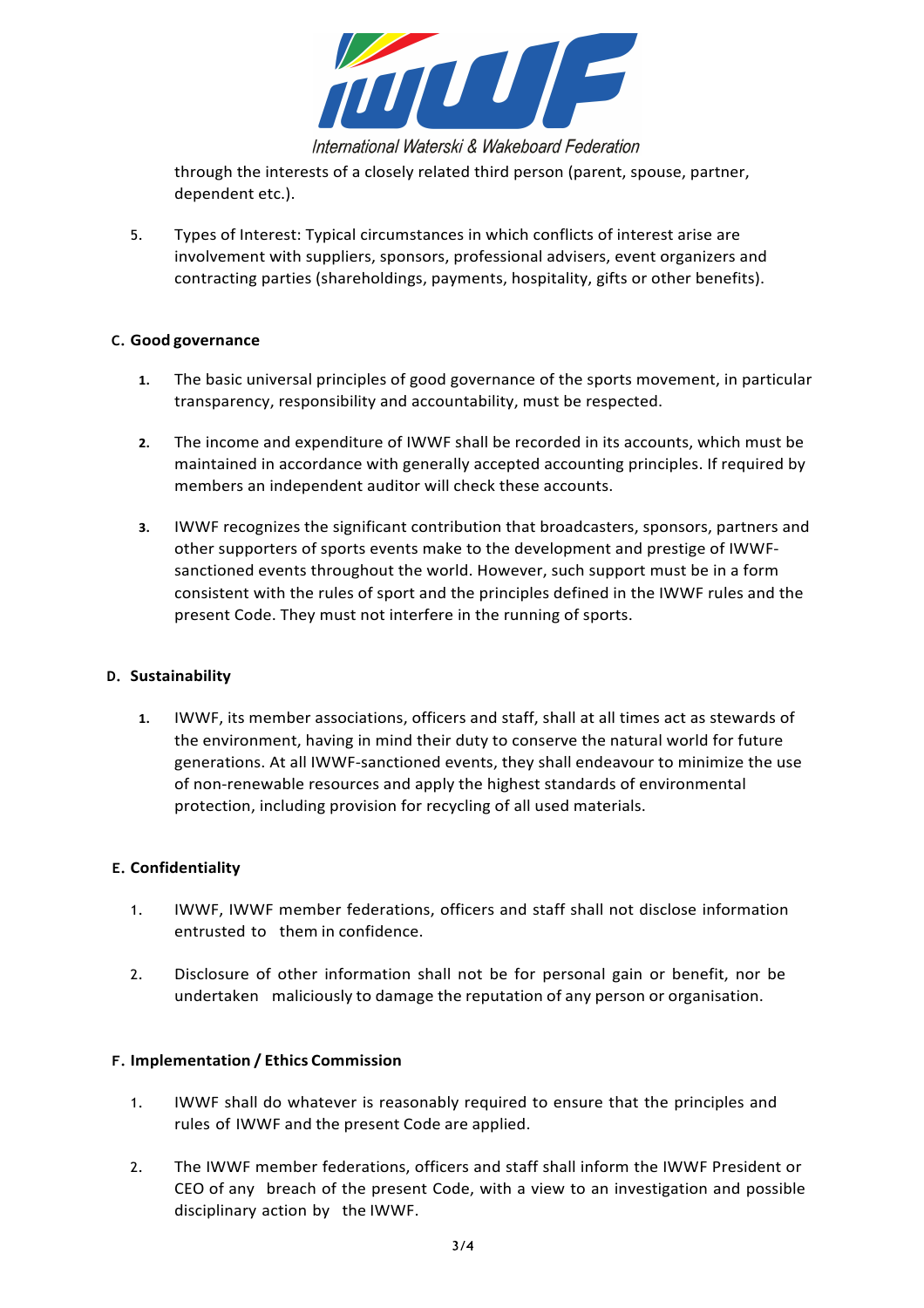through the interests of a closely related third person (parent, spouse, partner, dependent etc.).

5. Types of Interest: Typical circumstances in which conflicts of interest arise are involvement with suppliers, sponsors, professional advisers, event organizers and contracting parties (shareholdings, payments, hospitality, gifts or other benefits).

## C. Good governance

1. The basic universal principles of good governance of the sports movement, in particular transparency, responsibility and accountability, must be respected.

2. The income and expenditure of IWWF shall be recorded in its accounts, which must be maintained in accordance with generally accepted accounting principles. If required by members an independent auditor will check these accounts.

3. IWWF recognizes the significant contribution that broadcasters, sponsors, partners and other supporters of sports events make to the development and prestige of IWWF-sanctioned events throughout the world. However, such support must be in a form consistent with the rules of sport and the principles defined in the IWWF rules and the present Code. They must not interfere in the running of sports.

## D. Sustainability

1. IWWF, its member associations, officers and staff, shall at all times act as stewards of the environment, having in mind their duty to conserve the natural world for future generations. At all IWWF-sanctioned events, they shall endeavour to minimize the use of non-renewable resources and apply the highest standards of environmental protection, including provision for recycling of all used materials.

## E. Confidentiality

1. IWWF, IWWF member federations, officers and staff shall not disclose information entrusted to them in confidence.

2. Disclosure of other information shall not be for personal gain or benefit, nor be undertaken maliciously to damage the reputation of any person or organisation.

## F. Implementation / Ethics Commission

1. IWWF shall do whatever is reasonably required to ensure that the principles and rules of IWWF and the present Code are applied.

2. The IWWF member federations, officers and staff shall inform the IWWF President or CEO of any breach of the present Code, with a view to an investigation and possible disciplinary action by the IWWF.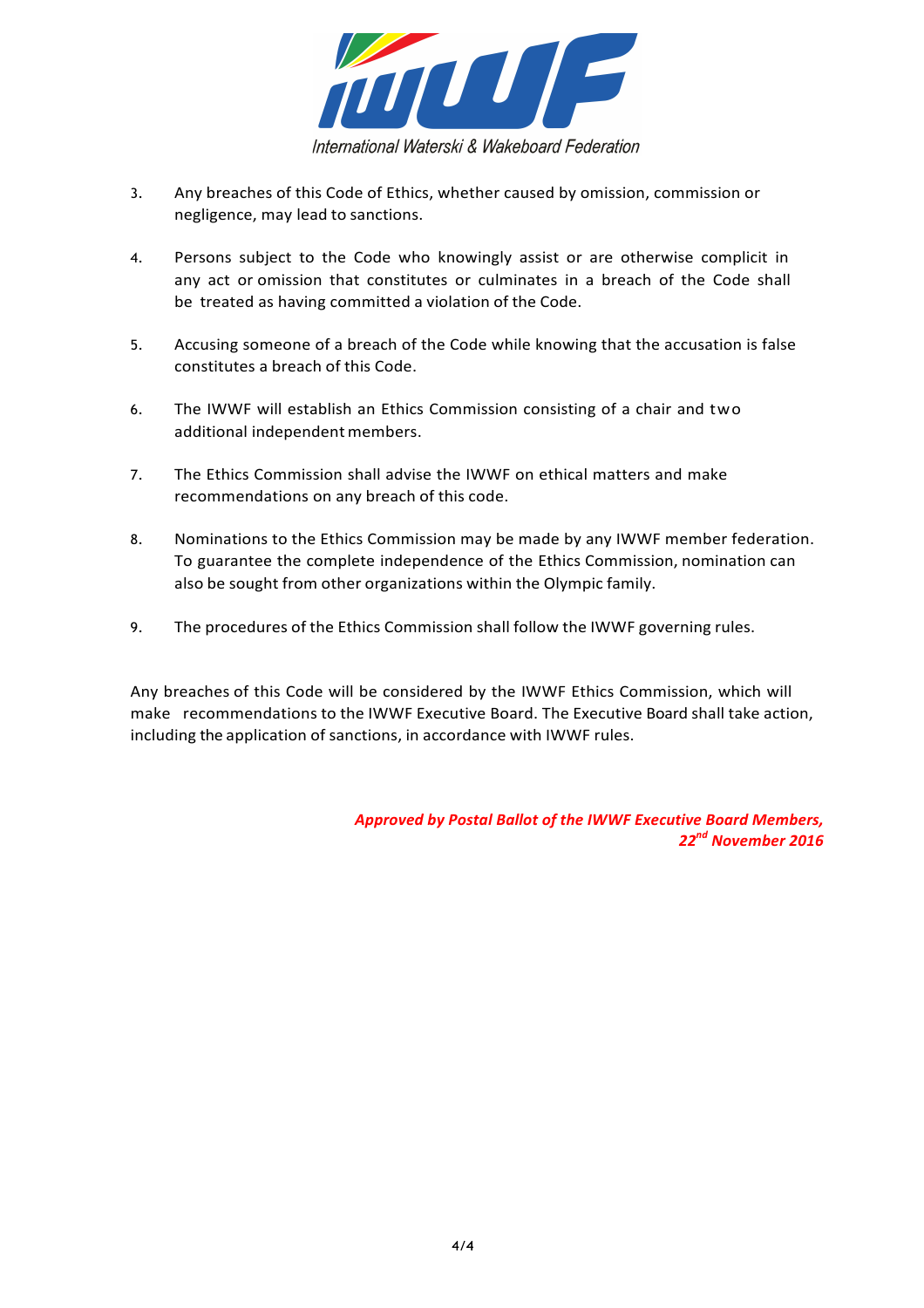3. Any breaches of this Code of Ethics, whether caused by omission, commission or negligence, may lead to sanctions.

4. Persons subject to the Code who knowingly assist or are otherwise complicit in any act or omission that constitutes or culminates in a breach of the Code shall be treated as having committed a violation of the Code.

5. Accusing someone of a breach of the Code while knowing that the accusation is false constitutes a breach of this Code.

6. The IWWF will establish an Ethics Commission consisting of a chair and two additional independent members.

7. The Ethics Commission shall advise the IWWF on ethical matters and make recommendations on any breach of this code.

8. Nominations to the Ethics Commission may be made by any IWWF member federation. To guarantee the complete independence of the Ethics Commission, nomination can also be sought from other organizations within the Olympic family.

9. The procedures of the Ethics Commission shall follow the IWWF governing rules.

Any breaches of this Code will be considered by the IWWF Ethics Commission, which will make recommendations to the IWWF Executive Board. The Executive Board shall take action, including the application of sanctions, in accordance with IWWF rules.

***Approved by Postal Ballot of the IWWF Executive Board Members, 22nd November 2016***